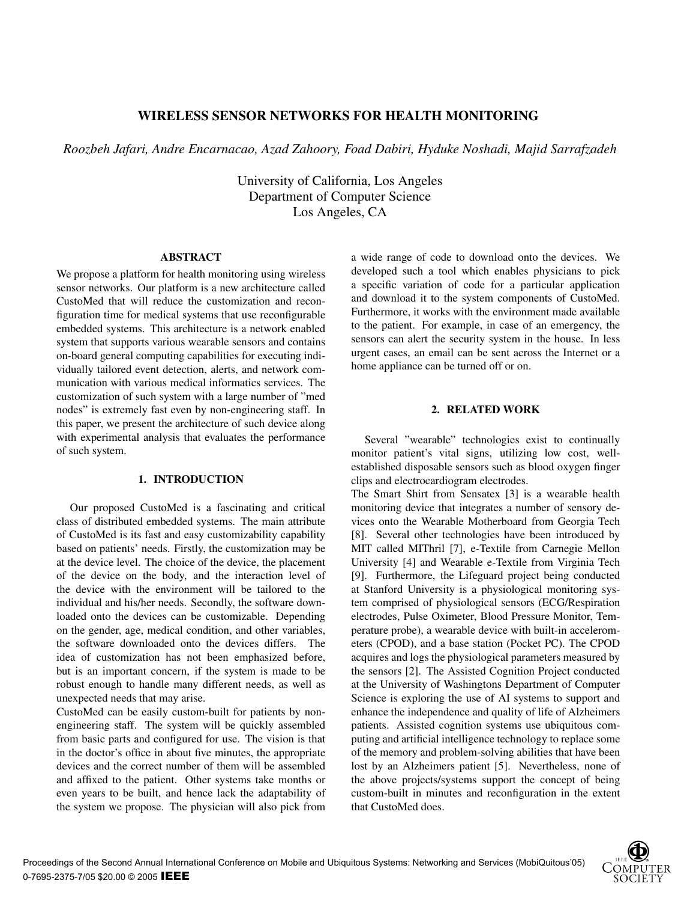# WIRELESS SENSOR NETWORKS FOR HEALTH MONITORING

*Roozbeh Jafari, Andre Encarnacao, Azad Zahoory, Foad Dabiri, Hyduke Noshadi, Majid Sarrafzadeh*

University of California, Los Angeles
Department of Computer Science
Los Angeles, CA

## ABSTRACT

We propose a platform for health monitoring using wireless sensor networks. Our platform is a new architecture called CustoMed that will reduce the customization and reconfiguration time for medical systems that use reconfigurable embedded systems. This architecture is a network enabled system that supports various wearable sensors and contains on-board general computing capabilities for executing individually tailored event detection, alerts, and network communication with various medical informatics services. The customization of such system with a large number of "med nodes" is extremely fast even by non-engineering staff. In this paper, we present the architecture of such device along with experimental analysis that evaluates the performance of such system.

## 1. INTRODUCTION

Our proposed CustoMed is a fascinating and critical class of distributed embedded systems. The main attribute of CustoMed is its fast and easy customizability capability based on patients' needs. Firstly, the customization may be at the device level. The choice of the device, the placement of the device on the body, and the interaction level of the device with the environment will be tailored to the individual and his/her needs. Secondly, the software downloaded onto the devices can be customizable. Depending on the gender, age, medical condition, and other variables, the software downloaded onto the devices differs. The idea of customization has not been emphasized before, but is an important concern, if the system is made to be robust enough to handle many different needs, as well as unexpected needs that may arise.

CustoMed can be easily custom-built for patients by non-engineering staff. The system will be quickly assembled from basic parts and configured for use. The vision is that in the doctor's office in about five minutes, the appropriate devices and the correct number of them will be assembled and affixed to the patient. Other systems take months or even years to be built, and hence lack the adaptability of the system we propose. The physician will also pick from a wide range of code to download onto the devices. We developed such a tool which enables physicians to pick a specific variation of code for a particular application and download it to the system components of CustoMed. Furthermore, it works with the environment made available to the patient. For example, in case of an emergency, the sensors can alert the security system in the house. In less urgent cases, an email can be sent across the Internet or a home appliance can be turned off or on.

## 2. RELATED WORK

Several "wearable" technologies exist to continually monitor patient's vital signs, utilizing low cost, well-established disposable sensors such as blood oxygen finger clips and electrocardiogram electrodes.

The Smart Shirt from Sensatex [3] is a wearable health monitoring device that integrates a number of sensory devices onto the Wearable Motherboard from Georgia Tech [8]. Several other technologies have been introduced by MIT called MIThril [7], e-Textile from Carnegie Mellon University [4] and Wearable e-Textile from Virginia Tech [9]. Furthermore, the Lifeguard project being conducted at Stanford University is a physiological monitoring system comprised of physiological sensors (ECG/Respiration electrodes, Pulse Oximeter, Blood Pressure Monitor, Temperature probe), a wearable device with built-in accelerometers (CPOD), and a base station (Pocket PC). The CPOD acquires and logs the physiological parameters measured by the sensors [2]. The Assisted Cognition Project conducted at the University of Washingtons Department of Computer Science is exploring the use of AI systems to support and enhance the independence and quality of life of Alzheimers patients. Assisted cognition systems use ubiquitous computing and artificial intelligence technology to replace some of the memory and problem-solving abilities that have been lost by an Alzheimers patient [5]. Nevertheless, none of the above projects/systems support the concept of being custom-built in minutes and reconfiguration in the extent that CustoMed does.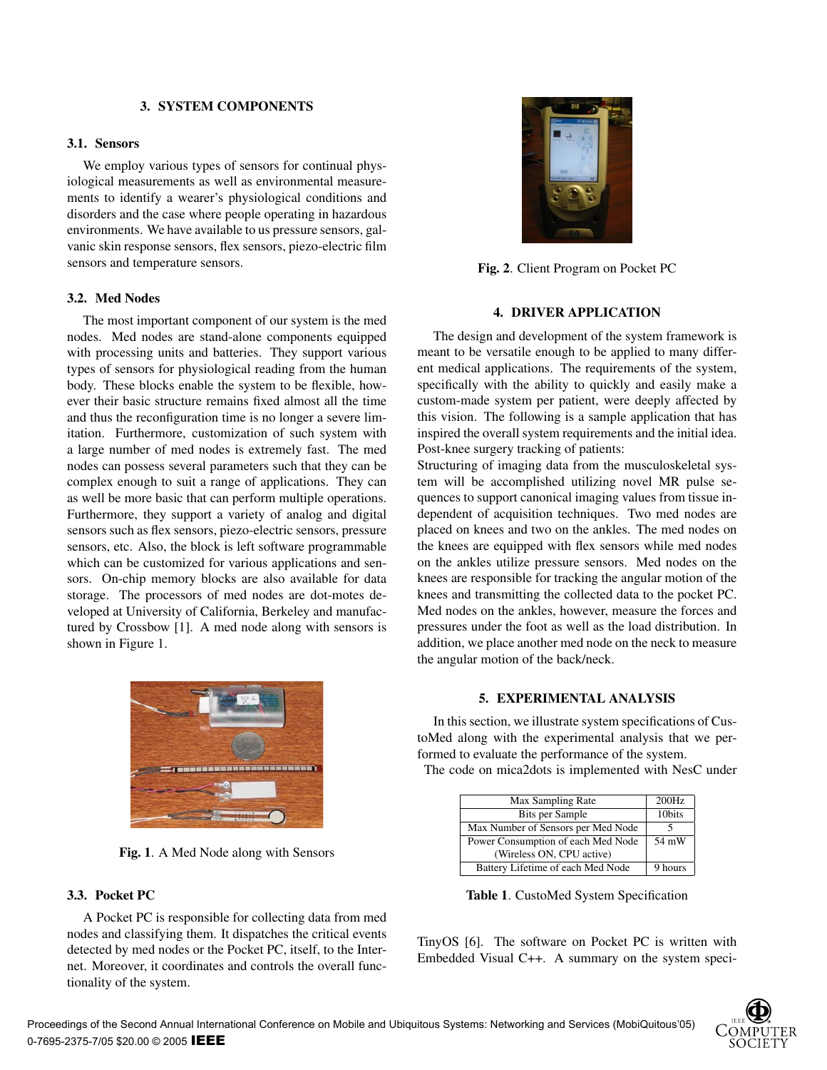## 3. SYSTEM COMPONENTS

### 3.1. Sensors

We employ various types of sensors for continual physiological measurements as well as environmental measurements to identify a wearer's physiological conditions and disorders and the case where people operating in hazardous environments. We have available to us pressure sensors, galvanic skin response sensors, flex sensors, piezo-electric film sensors and temperature sensors.

### 3.2. Med Nodes

The most important component of our system is the med nodes. Med nodes are stand-alone components equipped with processing units and batteries. They support various types of sensors for physiological reading from the human body. These blocks enable the system to be flexible, however their basic structure remains fixed almost all the time and thus the reconfiguration time is no longer a severe limitation. Furthermore, customization of such system with a large number of med nodes is extremely fast. The med nodes can possess several parameters such that they can be complex enough to suit a range of applications. They can as well be more basic that can perform multiple operations. Furthermore, they support a variety of analog and digital sensors such as flex sensors, piezo-electric sensors, pressure sensors, etc. Also, the block is left software programmable which can be customized for various applications and sensors. On-chip memory blocks are also available for data storage. The processors of med nodes are dot-motes developed at University of California, Berkeley and manufactured by Crossbow [1]. A med node along with sensors is shown in Figure 1.

**Fig. 1**. A Med Node along with Sensors

### 3.3. Pocket PC

A Pocket PC is responsible for collecting data from med nodes and classifying them. It dispatches the critical events detected by med nodes or the Pocket PC, itself, to the Internet. Moreover, it coordinates and controls the overall functionality of the system.

**Fig. 2**. Client Program on Pocket PC

## 4. DRIVER APPLICATION

The design and development of the system framework is meant to be versatile enough to be applied to many different medical applications. The requirements of the system, specifically with the ability to quickly and easily make a custom-made system per patient, were deeply affected by this vision. The following is a sample application that has inspired the overall system requirements and the initial idea.
Post-knee surgery tracking of patients:
Structuring of imaging data from the musculoskeletal system will be accomplished utilizing novel MR pulse sequences to support canonical imaging values from tissue independent of acquisition techniques. Two med nodes are placed on knees and two on the ankles. The med nodes on the knees are equipped with flex sensors while med nodes on the ankles utilize pressure sensors. Med nodes on the knees are responsible for tracking the angular motion of the knees and transmitting the collected data to the pocket PC. Med nodes on the ankles, however, measure the forces and pressures under the foot as well as the load distribution. In addition, we place another med node on the neck to measure the angular motion of the back/neck.

## 5. EXPERIMENTAL ANALYSIS

In this section, we illustrate system specifications of CustoMed along with the experimental analysis that we performed to evaluate the performance of the system.
The code on mica2dots is implemented with NesC under TinyOS [6]. The software on Pocket PC is written with Embedded Visual C++. A summary on the system speci-

| | |
|---|---|
| Max Sampling Rate | 200Hz |
| Bits per Sample | 10bits |
| Max Number of Sensors per Med Node | 5 |
| Power Consumption of each Med Node (Wireless ON, CPU active) | 54 mW |
| Battery Lifetime of each Med Node | 9 hours |

**Table 1**. CustoMed System Specification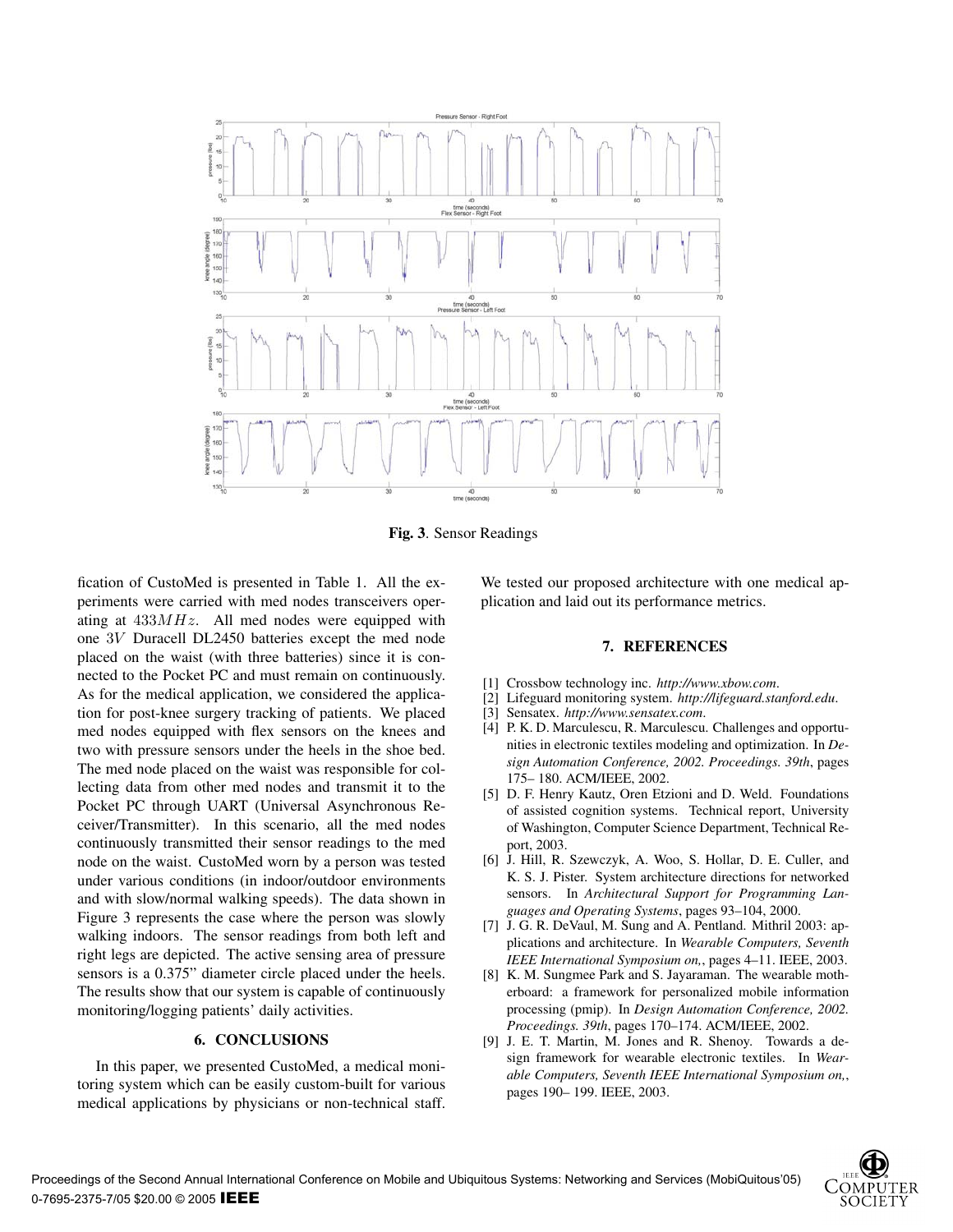Pressure Sensor - Right Foot

pressure (lbs)

25
20
15
10
5
0

10 20 30 40 50 60 70

time (seconds)

Flex Sensor - Right Foot

knee angle (degree)

180
170
160
150
140
130

10 20 30 40 50 60 70

time (seconds)

Pressure Sensor - Left Foot

pressure (lbs)

25
20
15
10
5
0

10 20 30 40 50 60 70

time (seconds)

Flex Sensor - Left Foot

knee angle (degree)

180
170
160
150
140
130

10 20 30 40 50 60 70

time (seconds)

**Fig. 3**. Sensor Readings

fication of CustoMed is presented in Table 1. All the experiments were carried with med nodes transceivers operating at $433MHz$. All med nodes were equipped with one $3V$ Duracell DL2450 batteries except the med node placed on the waist (with three batteries) since it is connected to the Pocket PC and must remain on continuously. As for the medical application, we considered the application for post-knee surgery tracking of patients. We placed med nodes equipped with flex sensors on the knees and two with pressure sensors under the heels in the shoe bed. The med node placed on the waist was responsible for collecting data from other med nodes and transmit it to the Pocket PC through UART (Universal Asynchronous Receiver/Transmitter). In this scenario, all the med nodes continuously transmitted their sensor readings to the med node on the waist. CustoMed worn by a person was tested under various conditions (in indoor/outdoor environments and with slow/normal walking speeds). The data shown in Figure 3 represents the case where the person was slowly walking indoors. The sensor readings from both left and right legs are depicted. The active sensing area of pressure sensors is a 0.375" diameter circle placed under the heels. The results show that our system is capable of continuously monitoring/logging patients' daily activities.

## 6. CONCLUSIONS

In this paper, we presented CustoMed, a medical monitoring system which can be easily custom-built for various medical applications by physicians or non-technical staff. We tested our proposed architecture with one medical application and laid out its performance metrics.

## 7. REFERENCES

[1] Crossbow technology inc. *http://www.xbow.com*.

[2] Lifeguard monitoring system. *http://lifeguard.stanford.edu*.

[3] Sensatex. *http://www.sensatex.com*.

[4] P. K. D. Marculescu, R. Marculescu. Challenges and opportunities in electronic textiles modeling and optimization. In *Design Automation Conference, 2002. Proceedings. 39th*, pages 175– 180. ACM/IEEE, 2002.

[5] D. F. Henry Kautz, Oren Etzioni and D. Weld. Foundations of assisted cognition systems. Technical report, University of Washington, Computer Science Department, Technical Report, 2003.

[6] J. Hill, R. Szewczyk, A. Woo, S. Hollar, D. E. Culler, and K. S. J. Pister. System architecture directions for networked sensors. In *Architectural Support for Programming Languages and Operating Systems*, pages 93–104, 2000.

[7] J. G. R. DeVaul, M. Sung and A. Pentland. Mithril 2003: applications and architecture. In *Wearable Computers, Seventh IEEE International Symposium on,*, pages 4–11. IEEE, 2003.

[8] K. M. Sungmee Park and S. Jayaraman. The wearable motherboard: a framework for personalized mobile information processing (pmip). In *Design Automation Conference, 2002. Proceedings. 39th*, pages 170–174. ACM/IEEE, 2002.

[9] J. E. T. Martin, M. Jones and R. Shenoy. Towards a design framework for wearable electronic textiles. In *Wearable Computers, Seventh IEEE International Symposium on,*, pages 190– 199. IEEE, 2003.